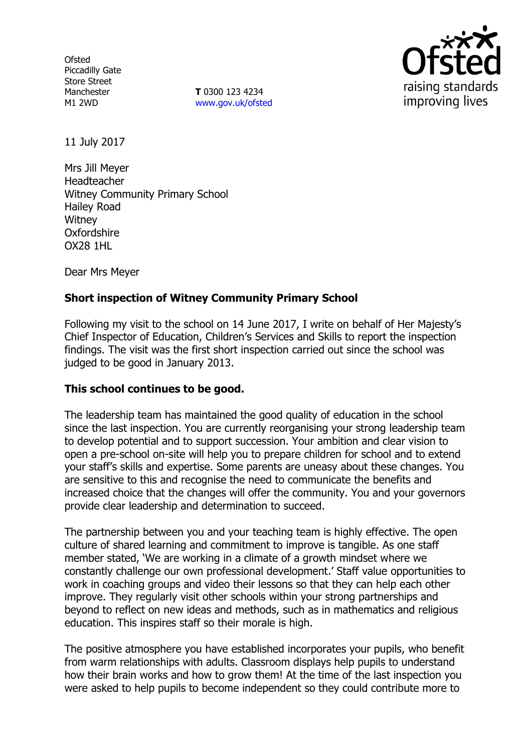Ofsted
Piccadilly Gate
Store Street
Manchester
M1 2WD

**T** 0300 123 4234
www.gov.uk/ofsted

11 July 2017

Mrs Jill Meyer
Headteacher
Witney Community Primary School
Hailey Road
Witney
Oxfordshire
OX28 1HL

Dear Mrs Meyer

**Short inspection of Witney Community Primary School**

Following my visit to the school on 14 June 2017, I write on behalf of Her Majesty's Chief Inspector of Education, Children's Services and Skills to report the inspection findings. The visit was the first short inspection carried out since the school was judged to be good in January 2013.

**This school continues to be good.**

The leadership team has maintained the good quality of education in the school since the last inspection. You are currently reorganising your strong leadership team to develop potential and to support succession. Your ambition and clear vision to open a pre-school on-site will help you to prepare children for school and to extend your staff's skills and expertise. Some parents are uneasy about these changes. You are sensitive to this and recognise the need to communicate the benefits and increased choice that the changes will offer the community. You and your governors provide clear leadership and determination to succeed.

The partnership between you and your teaching team is highly effective. The open culture of shared learning and commitment to improve is tangible. As one staff member stated, 'We are working in a climate of a growth mindset where we constantly challenge our own professional development.' Staff value opportunities to work in coaching groups and video their lessons so that they can help each other improve. They regularly visit other schools within your strong partnerships and beyond to reflect on new ideas and methods, such as in mathematics and religious education. This inspires staff so their morale is high.

The positive atmosphere you have established incorporates your pupils, who benefit from warm relationships with adults. Classroom displays help pupils to understand how their brain works and how to grow them! At the time of the last inspection you were asked to help pupils to become independent so they could contribute more to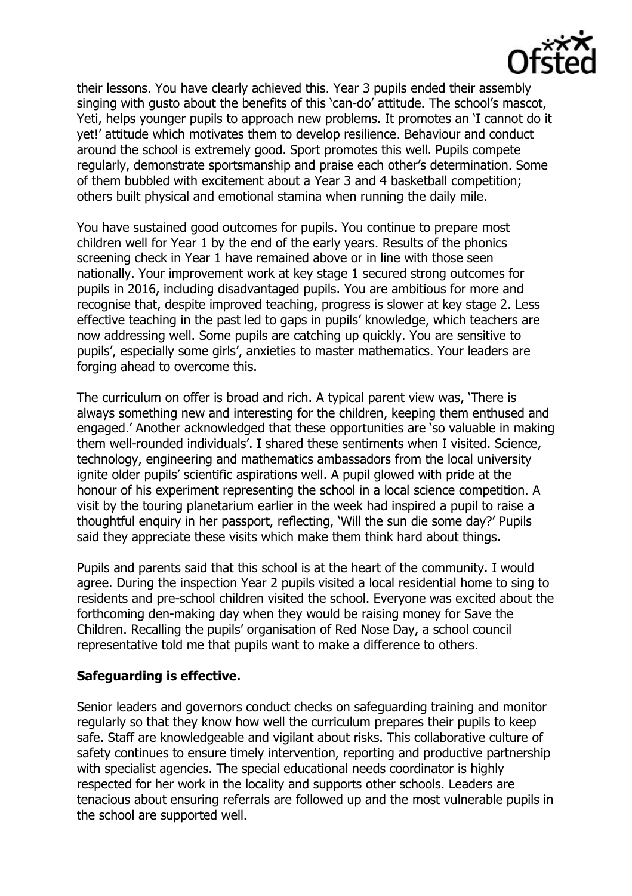their lessons. You have clearly achieved this. Year 3 pupils ended their assembly singing with gusto about the benefits of this 'can-do' attitude. The school's mascot, Yeti, helps younger pupils to approach new problems. It promotes an 'I cannot do it yet!' attitude which motivates them to develop resilience. Behaviour and conduct around the school is extremely good. Sport promotes this well. Pupils compete regularly, demonstrate sportsmanship and praise each other's determination. Some of them bubbled with excitement about a Year 3 and 4 basketball competition; others built physical and emotional stamina when running the daily mile.

You have sustained good outcomes for pupils. You continue to prepare most children well for Year 1 by the end of the early years. Results of the phonics screening check in Year 1 have remained above or in line with those seen nationally. Your improvement work at key stage 1 secured strong outcomes for pupils in 2016, including disadvantaged pupils. You are ambitious for more and recognise that, despite improved teaching, progress is slower at key stage 2. Less effective teaching in the past led to gaps in pupils' knowledge, which teachers are now addressing well. Some pupils are catching up quickly. You are sensitive to pupils', especially some girls', anxieties to master mathematics. Your leaders are forging ahead to overcome this.

The curriculum on offer is broad and rich. A typical parent view was, 'There is always something new and interesting for the children, keeping them enthused and engaged.' Another acknowledged that these opportunities are 'so valuable in making them well-rounded individuals'. I shared these sentiments when I visited. Science, technology, engineering and mathematics ambassadors from the local university ignite older pupils' scientific aspirations well. A pupil glowed with pride at the honour of his experiment representing the school in a local science competition. A visit by the touring planetarium earlier in the week had inspired a pupil to raise a thoughtful enquiry in her passport, reflecting, 'Will the sun die some day?' Pupils said they appreciate these visits which make them think hard about things.

Pupils and parents said that this school is at the heart of the community. I would agree. During the inspection Year 2 pupils visited a local residential home to sing to residents and pre-school children visited the school. Everyone was excited about the forthcoming den-making day when they would be raising money for Save the Children. Recalling the pupils' organisation of Red Nose Day, a school council representative told me that pupils want to make a difference to others.

**Safeguarding is effective.**

Senior leaders and governors conduct checks on safeguarding training and monitor regularly so that they know how well the curriculum prepares their pupils to keep safe. Staff are knowledgeable and vigilant about risks. This collaborative culture of safety continues to ensure timely intervention, reporting and productive partnership with specialist agencies. The special educational needs coordinator is highly respected for her work in the locality and supports other schools. Leaders are tenacious about ensuring referrals are followed up and the most vulnerable pupils in the school are supported well.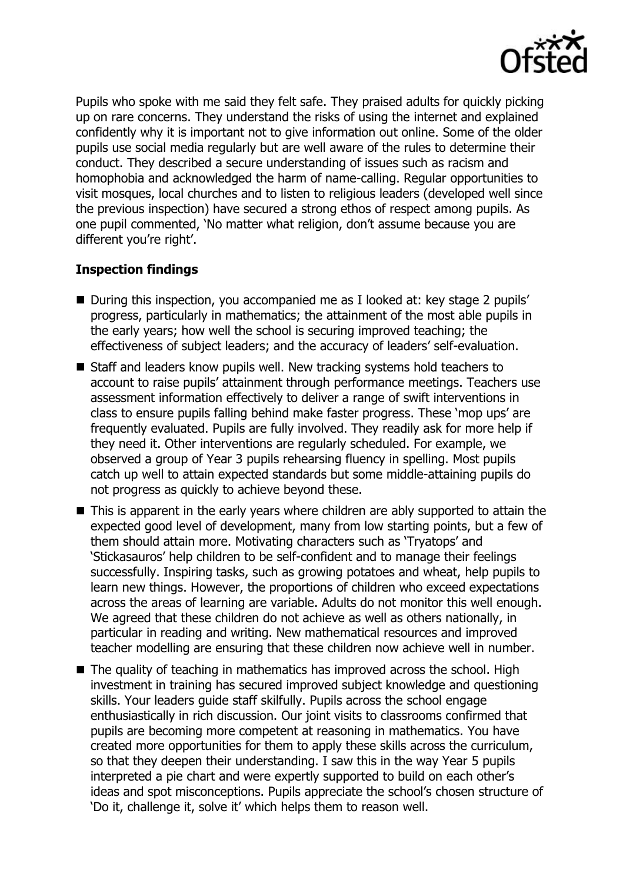Pupils who spoke with me said they felt safe. They praised adults for quickly picking up on rare concerns. They understand the risks of using the internet and explained confidently why it is important not to give information out online. Some of the older pupils use social media regularly but are well aware of the rules to determine their conduct. They described a secure understanding of issues such as racism and homophobia and acknowledged the harm of name-calling. Regular opportunities to visit mosques, local churches and to listen to religious leaders (developed well since the previous inspection) have secured a strong ethos of respect among pupils. As one pupil commented, 'No matter what religion, don't assume because you are different you're right'.

**Inspection findings**

- During this inspection, you accompanied me as I looked at: key stage 2 pupils' progress, particularly in mathematics; the attainment of the most able pupils in the early years; how well the school is securing improved teaching; the effectiveness of subject leaders; and the accuracy of leaders' self-evaluation.
- Staff and leaders know pupils well. New tracking systems hold teachers to account to raise pupils' attainment through performance meetings. Teachers use assessment information effectively to deliver a range of swift interventions in class to ensure pupils falling behind make faster progress. These 'mop ups' are frequently evaluated. Pupils are fully involved. They readily ask for more help if they need it. Other interventions are regularly scheduled. For example, we observed a group of Year 3 pupils rehearsing fluency in spelling. Most pupils catch up well to attain expected standards but some middle-attaining pupils do not progress as quickly to achieve beyond these.
- This is apparent in the early years where children are ably supported to attain the expected good level of development, many from low starting points, but a few of them should attain more. Motivating characters such as 'Tryatops' and 'Stickasauros' help children to be self-confident and to manage their feelings successfully. Inspiring tasks, such as growing potatoes and wheat, help pupils to learn new things. However, the proportions of children who exceed expectations across the areas of learning are variable. Adults do not monitor this well enough. We agreed that these children do not achieve as well as others nationally, in particular in reading and writing. New mathematical resources and improved teacher modelling are ensuring that these children now achieve well in number.
- The quality of teaching in mathematics has improved across the school. High investment in training has secured improved subject knowledge and questioning skills. Your leaders guide staff skilfully. Pupils across the school engage enthusiastically in rich discussion. Our joint visits to classrooms confirmed that pupils are becoming more competent at reasoning in mathematics. You have created more opportunities for them to apply these skills across the curriculum, so that they deepen their understanding. I saw this in the way Year 5 pupils interpreted a pie chart and were expertly supported to build on each other's ideas and spot misconceptions. Pupils appreciate the school's chosen structure of 'Do it, challenge it, solve it' which helps them to reason well.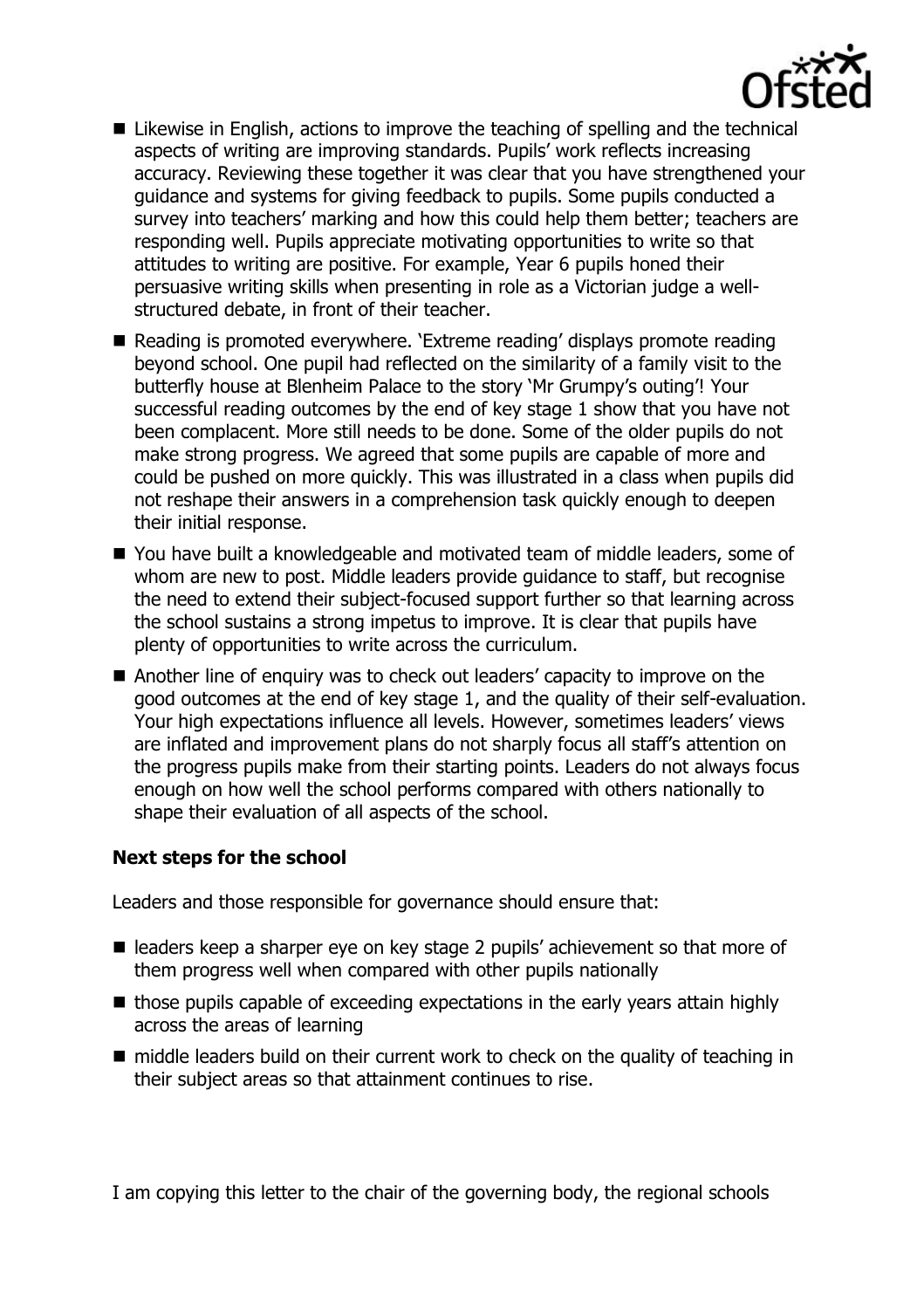- Likewise in English, actions to improve the teaching of spelling and the technical aspects of writing are improving standards. Pupils' work reflects increasing accuracy. Reviewing these together it was clear that you have strengthened your guidance and systems for giving feedback to pupils. Some pupils conducted a survey into teachers' marking and how this could help them better; teachers are responding well. Pupils appreciate motivating opportunities to write so that attitudes to writing are positive. For example, Year 6 pupils honed their persuasive writing skills when presenting in role as a Victorian judge a well-structured debate, in front of their teacher.
- Reading is promoted everywhere. 'Extreme reading' displays promote reading beyond school. One pupil had reflected on the similarity of a family visit to the butterfly house at Blenheim Palace to the story 'Mr Grumpy's outing'! Your successful reading outcomes by the end of key stage 1 show that you have not been complacent. More still needs to be done. Some of the older pupils do not make strong progress. We agreed that some pupils are capable of more and could be pushed on more quickly. This was illustrated in a class when pupils did not reshape their answers in a comprehension task quickly enough to deepen their initial response.
- You have built a knowledgeable and motivated team of middle leaders, some of whom are new to post. Middle leaders provide guidance to staff, but recognise the need to extend their subject-focused support further so that learning across the school sustains a strong impetus to improve. It is clear that pupils have plenty of opportunities to write across the curriculum.
- Another line of enquiry was to check out leaders' capacity to improve on the good outcomes at the end of key stage 1, and the quality of their self-evaluation. Your high expectations influence all levels. However, sometimes leaders' views are inflated and improvement plans do not sharply focus all staff's attention on the progress pupils make from their starting points. Leaders do not always focus enough on how well the school performs compared with others nationally to shape their evaluation of all aspects of the school.

### Next steps for the school

Leaders and those responsible for governance should ensure that:

- leaders keep a sharper eye on key stage 2 pupils' achievement so that more of them progress well when compared with other pupils nationally
- those pupils capable of exceeding expectations in the early years attain highly across the areas of learning
- middle leaders build on their current work to check on the quality of teaching in their subject areas so that attainment continues to rise.

I am copying this letter to the chair of the governing body, the regional schools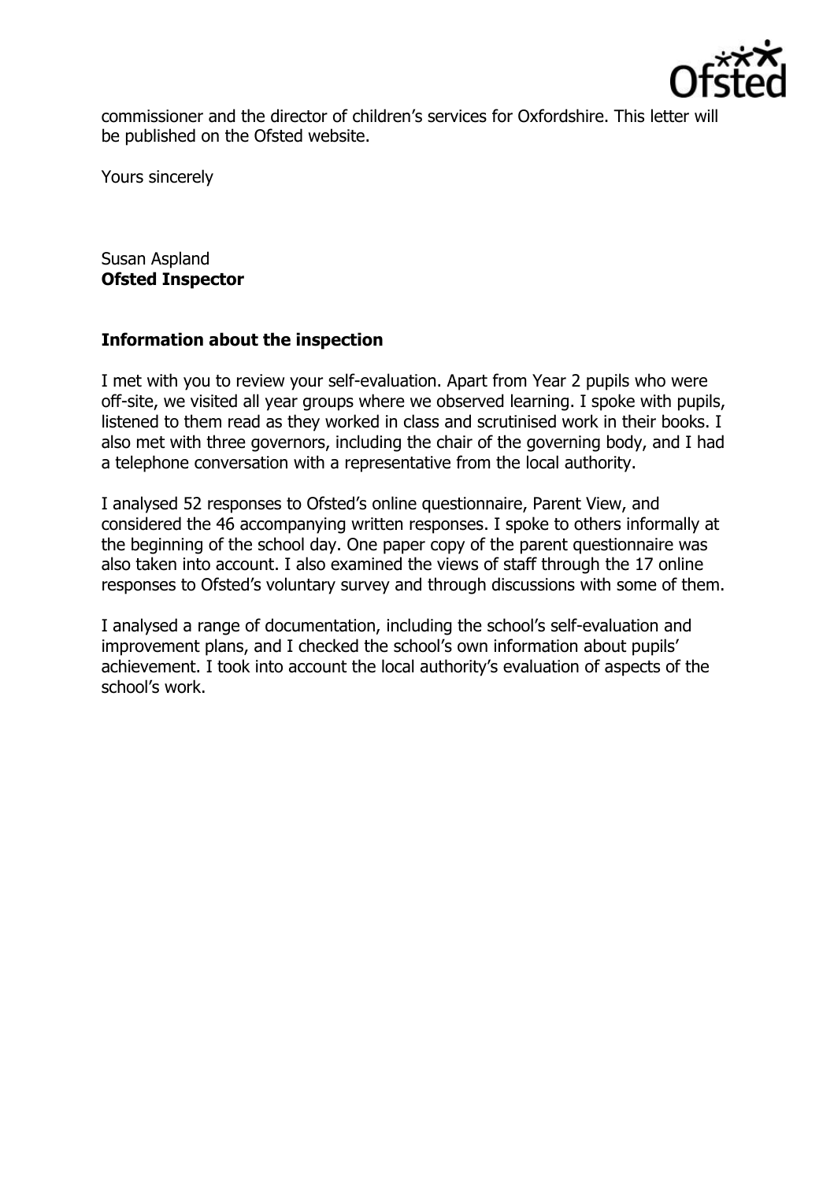commissioner and the director of children's services for Oxfordshire. This letter will be published on the Ofsted website.

Yours sincerely

Susan Aspland
**Ofsted Inspector**

## Information about the inspection

I met with you to review your self-evaluation. Apart from Year 2 pupils who were off-site, we visited all year groups where we observed learning. I spoke with pupils, listened to them read as they worked in class and scrutinised work in their books. I also met with three governors, including the chair of the governing body, and I had a telephone conversation with a representative from the local authority.

I analysed 52 responses to Ofsted's online questionnaire, Parent View, and considered the 46 accompanying written responses. I spoke to others informally at the beginning of the school day. One paper copy of the parent questionnaire was also taken into account. I also examined the views of staff through the 17 online responses to Ofsted's voluntary survey and through discussions with some of them.

I analysed a range of documentation, including the school's self-evaluation and improvement plans, and I checked the school's own information about pupils' achievement. I took into account the local authority's evaluation of aspects of the school's work.